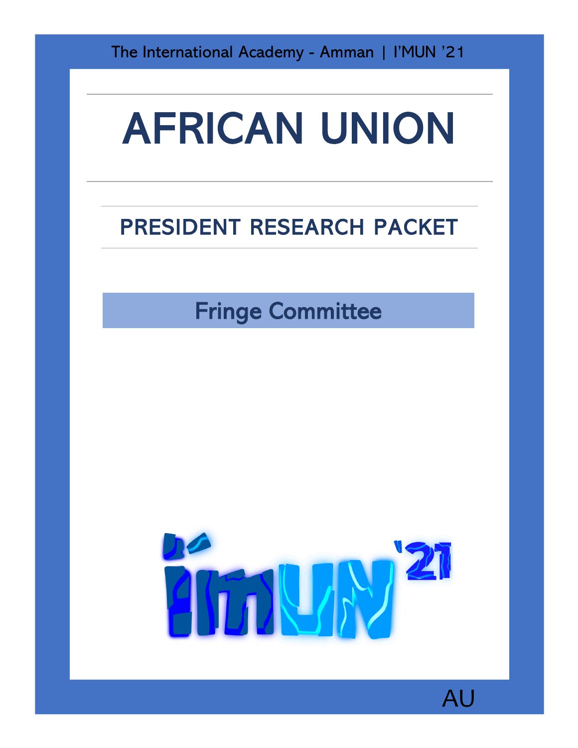The International Academy - Amman | I'MUN '21

# AFRICAN UNION

## PRESIDENT RESEARCH PACKET

### Fringe Committee

AU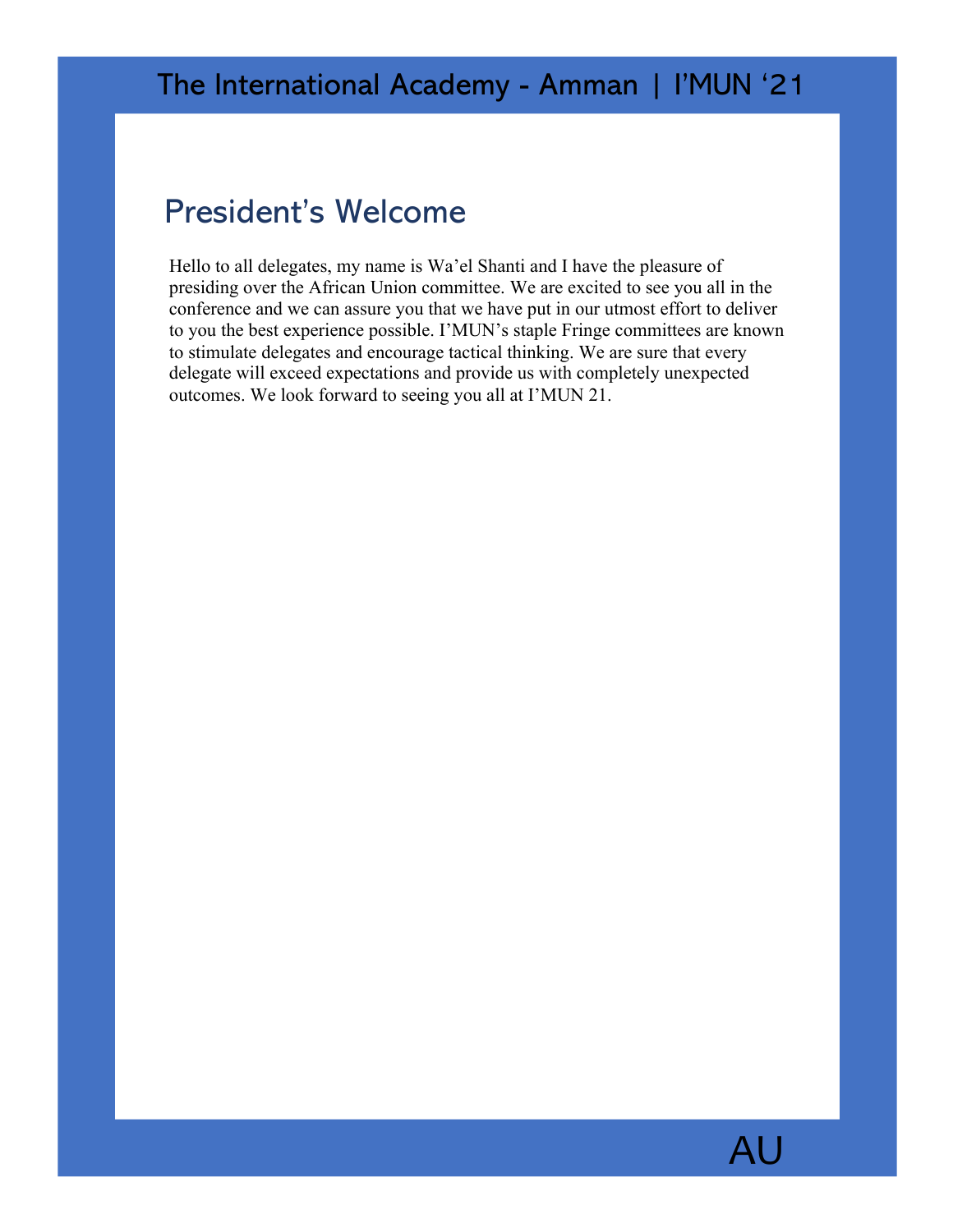## President's Welcome

Hello to all delegates, my name is Wa'el Shanti and I have the pleasure of presiding over the African Union committee. We are excited to see you all in the conference and we can assure you that we have put in our utmost effort to deliver to you the best experience possible. I'MUN's staple Fringe committees are known to stimulate delegates and encourage tactical thinking. We are sure that every delegate will exceed expectations and provide us with completely unexpected outcomes. We look forward to seeing you all at I'MUN 21.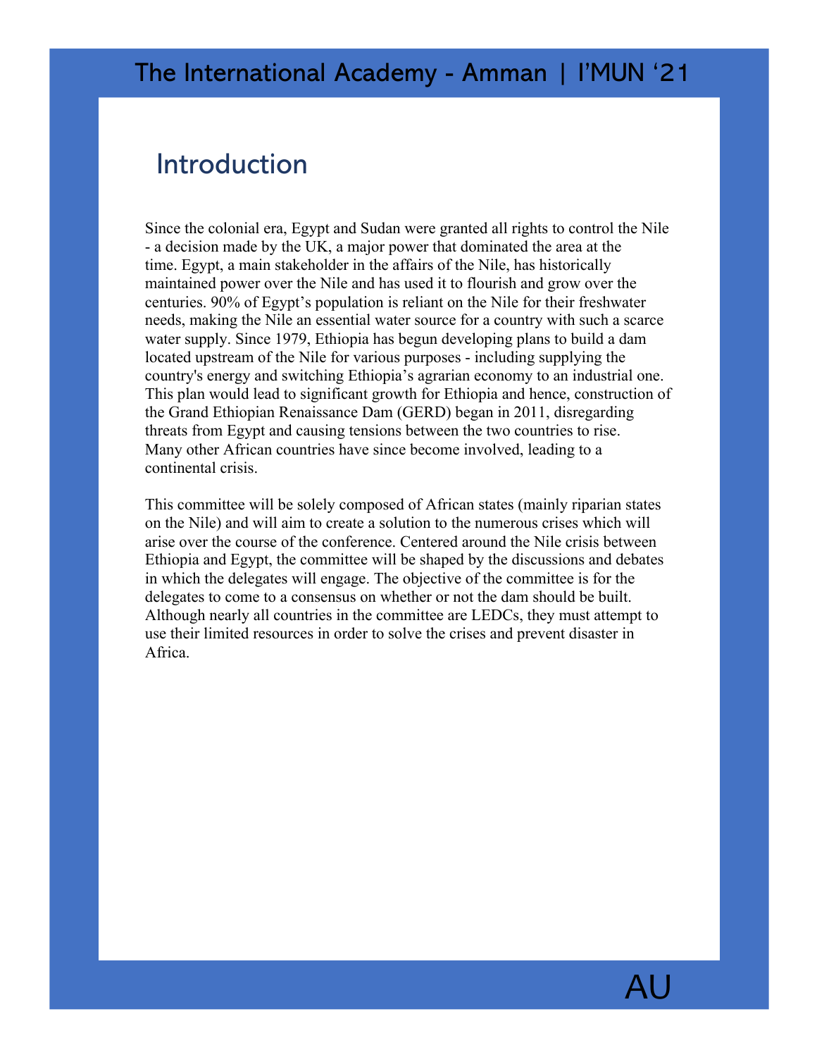## Introduction

Since the colonial era, Egypt and Sudan were granted all rights to control the Nile - a decision made by the UK, a major power that dominated the area at the time. Egypt, a main stakeholder in the affairs of the Nile, has historically maintained power over the Nile and has used it to flourish and grow over the centuries. 90% of Egypt's population is reliant on the Nile for their freshwater needs, making the Nile an essential water source for a country with such a scarce water supply. Since 1979, Ethiopia has begun developing plans to build a dam located upstream of the Nile for various purposes - including supplying the country's energy and switching Ethiopia's agrarian economy to an industrial one. This plan would lead to significant growth for Ethiopia and hence, construction of the Grand Ethiopian Renaissance Dam (GERD) began in 2011, disregarding threats from Egypt and causing tensions between the two countries to rise. Many other African countries have since become involved, leading to a continental crisis.

This committee will be solely composed of African states (mainly riparian states on the Nile) and will aim to create a solution to the numerous crises which will arise over the course of the conference. Centered around the Nile crisis between Ethiopia and Egypt, the committee will be shaped by the discussions and debates in which the delegates will engage. The objective of the committee is for the delegates to come to a consensus on whether or not the dam should be built. Although nearly all countries in the committee are LEDCs, they must attempt to use their limited resources in order to solve the crises and prevent disaster in Africa.